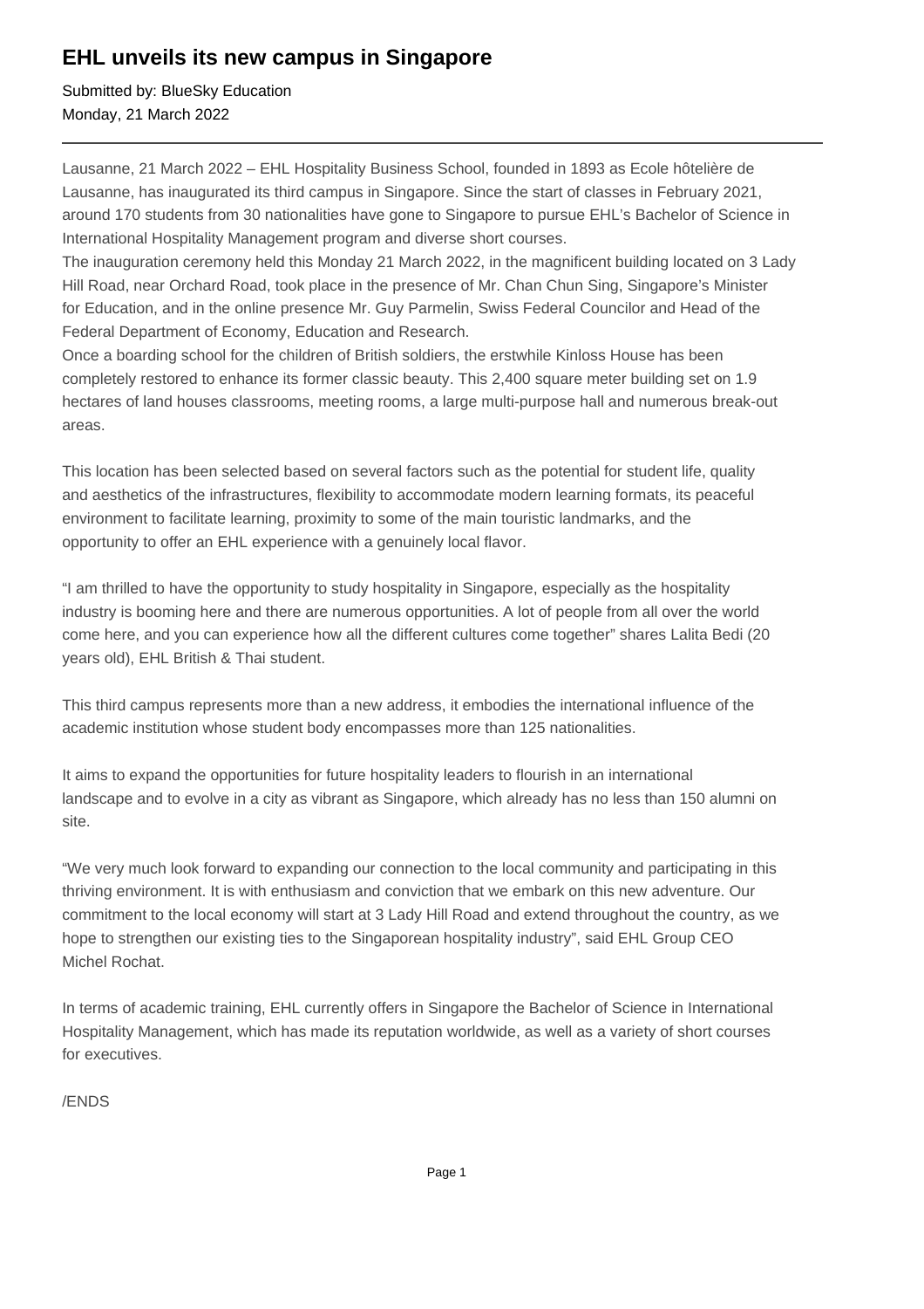# EHL unveils its new campus in Singapore

Submitted by: BlueSky Education
Monday, 21 March 2022

---

Lausanne, 21 March 2022 – EHL Hospitality Business School, founded in 1893 as Ecole hôtelière de Lausanne, has inaugurated its third campus in Singapore. Since the start of classes in February 2021, around 170 students from 30 nationalities have gone to Singapore to pursue EHL's Bachelor of Science in International Hospitality Management program and diverse short courses.

The inauguration ceremony held this Monday 21 March 2022, in the magnificent building located on 3 Lady Hill Road, near Orchard Road, took place in the presence of Mr. Chan Chun Sing, Singapore's Minister for Education, and in the online presence Mr. Guy Parmelin, Swiss Federal Councilor and Head of the Federal Department of Economy, Education and Research.

Once a boarding school for the children of British soldiers, the erstwhile Kinloss House has been completely restored to enhance its former classic beauty. This 2,400 square meter building set on 1.9 hectares of land houses classrooms, meeting rooms, a large multi-purpose hall and numerous break-out areas.

This location has been selected based on several factors such as the potential for student life, quality and aesthetics of the infrastructures, flexibility to accommodate modern learning formats, its peaceful environment to facilitate learning, proximity to some of the main touristic landmarks, and the opportunity to offer an EHL experience with a genuinely local flavor.

"I am thrilled to have the opportunity to study hospitality in Singapore, especially as the hospitality industry is booming here and there are numerous opportunities. A lot of people from all over the world come here, and you can experience how all the different cultures come together" shares Lalita Bedi (20 years old), EHL British & Thai student.

This third campus represents more than a new address, it embodies the international influence of the academic institution whose student body encompasses more than 125 nationalities.

It aims to expand the opportunities for future hospitality leaders to flourish in an international landscape and to evolve in a city as vibrant as Singapore, which already has no less than 150 alumni on site.

"We very much look forward to expanding our connection to the local community and participating in this thriving environment. It is with enthusiasm and conviction that we embark on this new adventure. Our commitment to the local economy will start at 3 Lady Hill Road and extend throughout the country, as we hope to strengthen our existing ties to the Singaporean hospitality industry", said EHL Group CEO Michel Rochat.

In terms of academic training, EHL currently offers in Singapore the Bachelor of Science in International Hospitality Management, which has made its reputation worldwide, as well as a variety of short courses for executives.

/ENDS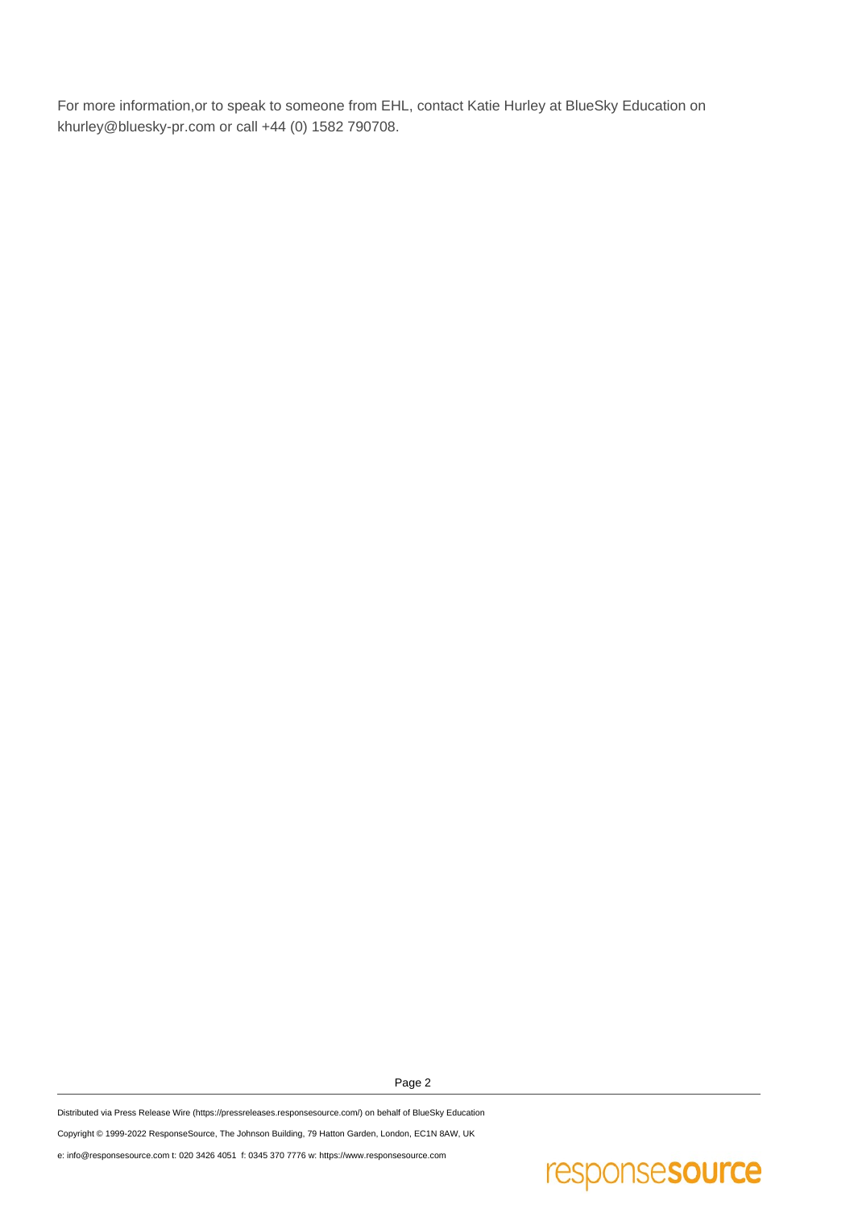For more information,or to speak to someone from EHL, contact Katie Hurley at BlueSky Education on khurley@bluesky-pr.com or call +44 (0) 1582 790708.

Distributed via Press Release Wire (https://pressreleases.responsesource.com/) on behalf of BlueSky Education

Copyright © 1999-2022 ResponseSource, The Johnson Building, 79 Hatton Garden, London, EC1N 8AW, UK

e: info@responsesource.com t: 020 3426 4051 f: 0345 370 7776 w: https://www.responsesource.com